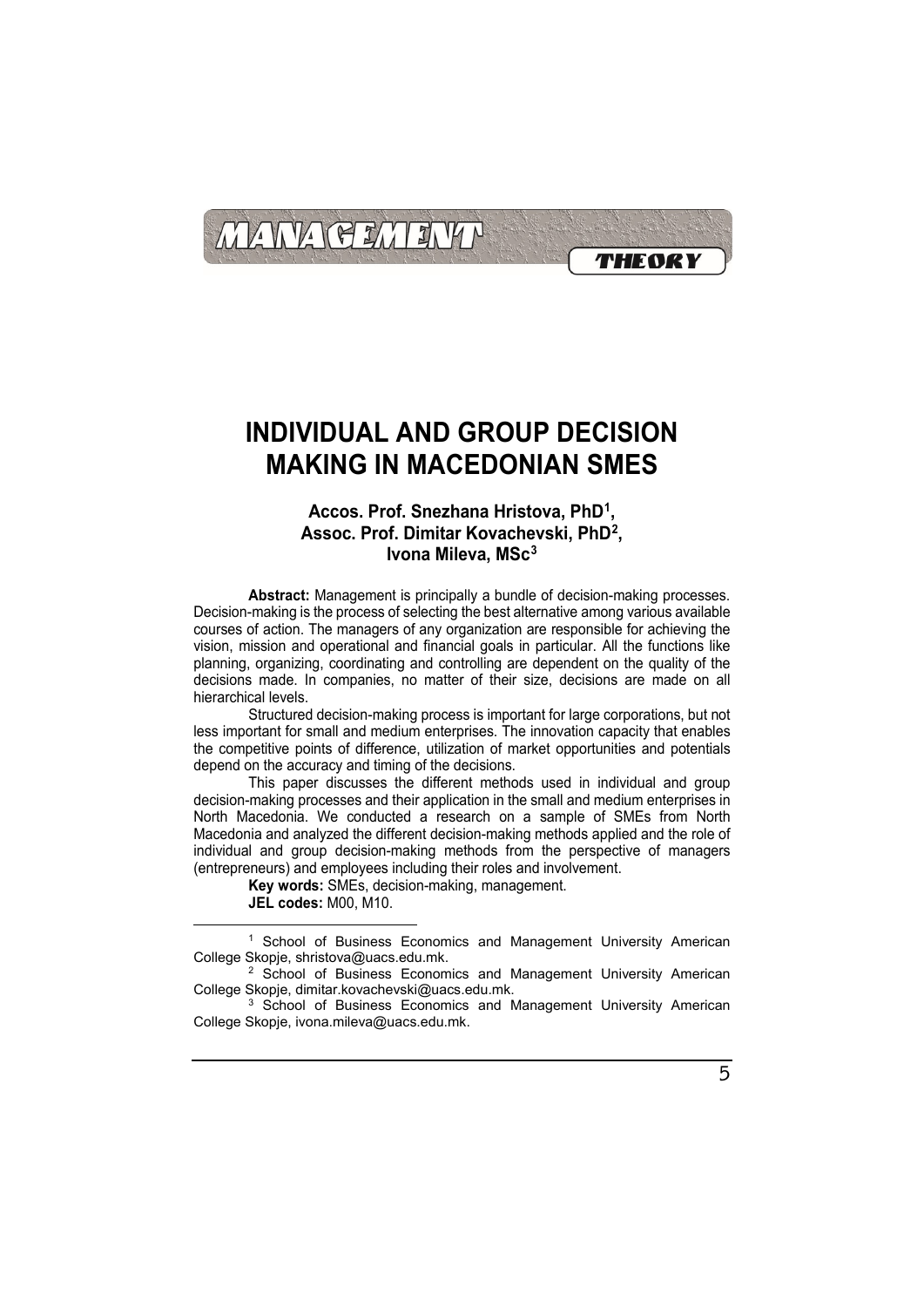MANAGEMENT

THEORY

# INDIVIDUAL AND GROUP DECISION MAKING IN MACEDONIAN SMES

**Accos. Prof. Snezhana Hristova, PhD[1], Assoc. Prof. Dimitar Kovachevski, PhD[2], Ivona Mileva, MSc[3]**

**Abstract:** Management is principally a bundle of decision-making processes. Decision-making is the process of selecting the best alternative among various available courses of action. The managers of any organization are responsible for achieving the vision, mission and operational and financial goals in particular. All the functions like planning, organizing, coordinating and controlling are dependent on the quality of the decisions made. In companies, no matter of their size, decisions are made on all hierarchical levels.

Structured decision-making process is important for large corporations, but not less important for small and medium enterprises. The innovation capacity that enables the competitive points of difference, utilization of market opportunities and potentials depend on the accuracy and timing of the decisions.

This paper discusses the different methods used in individual and group decision-making processes and their application in the small and medium enterprises in North Macedonia. We conducted a research on a sample of SMEs from North Macedonia and analyzed the different decision-making methods applied and the role of individual and group decision-making methods from the perspective of managers (entrepreneurs) and employees including their roles and involvement.

**Key words:** SMEs, decision-making, management.

**JEL codes:** M00, M10.

---

[1] School of Business Economics and Management University American College Skopje, shristova@uacs.edu.mk.

[2] School of Business Economics and Management University American College Skopje, dimitar.kovachevski@uacs.edu.mk.

[3] School of Business Economics and Management University American College Skopje, ivona.mileva@uacs.edu.mk.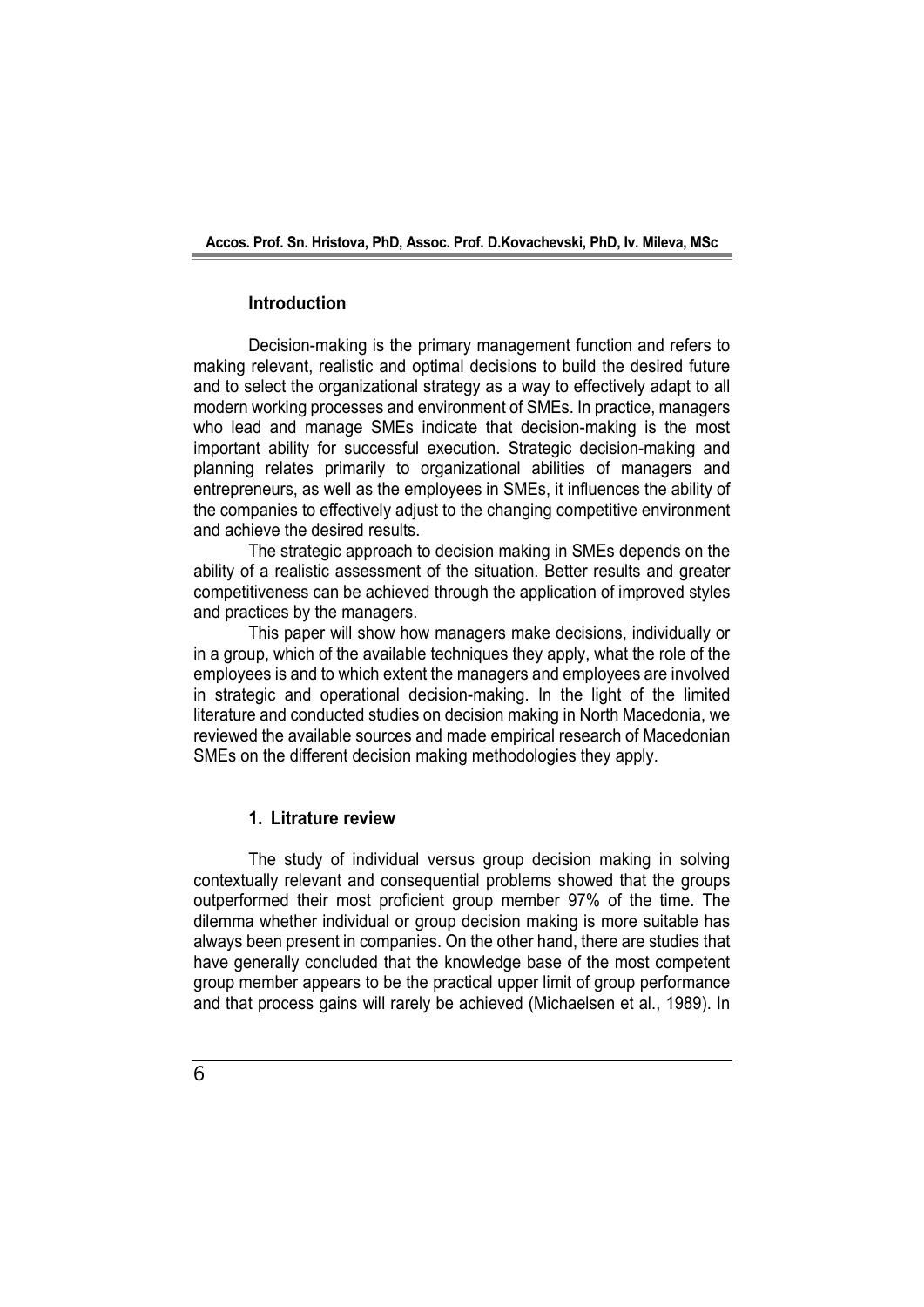## Introduction

Decision-making is the primary management function and refers to making relevant, realistic and optimal decisions to build the desired future and to select the organizational strategy as a way to effectively adapt to all modern working processes and environment of SMEs. In practice, managers who lead and manage SMEs indicate that decision-making is the most important ability for successful execution. Strategic decision-making and planning relates primarily to organizational abilities of managers and entrepreneurs, as well as the employees in SMEs, it influences the ability of the companies to effectively adjust to the changing competitive environment and achieve the desired results.

The strategic approach to decision making in SMEs depends on the ability of a realistic assessment of the situation. Better results and greater competitiveness can be achieved through the application of improved styles and practices by the managers.

This paper will show how managers make decisions, individually or in a group, which of the available techniques they apply, what the role of the employees is and to which extent the managers and employees are involved in strategic and operational decision-making. In the light of the limited literature and conducted studies on decision making in North Macedonia, we reviewed the available sources and made empirical research of Macedonian SMEs on the different decision making methodologies they apply.

## 1. Litrature review

The study of individual versus group decision making in solving contextually relevant and consequential problems showed that the groups outperformed their most proficient group member 97% of the time. The dilemma whether individual or group decision making is more suitable has always been present in companies. On the other hand, there are studies that have generally concluded that the knowledge base of the most competent group member appears to be the practical upper limit of group performance and that process gains will rarely be achieved (Michaelsen et al., 1989). In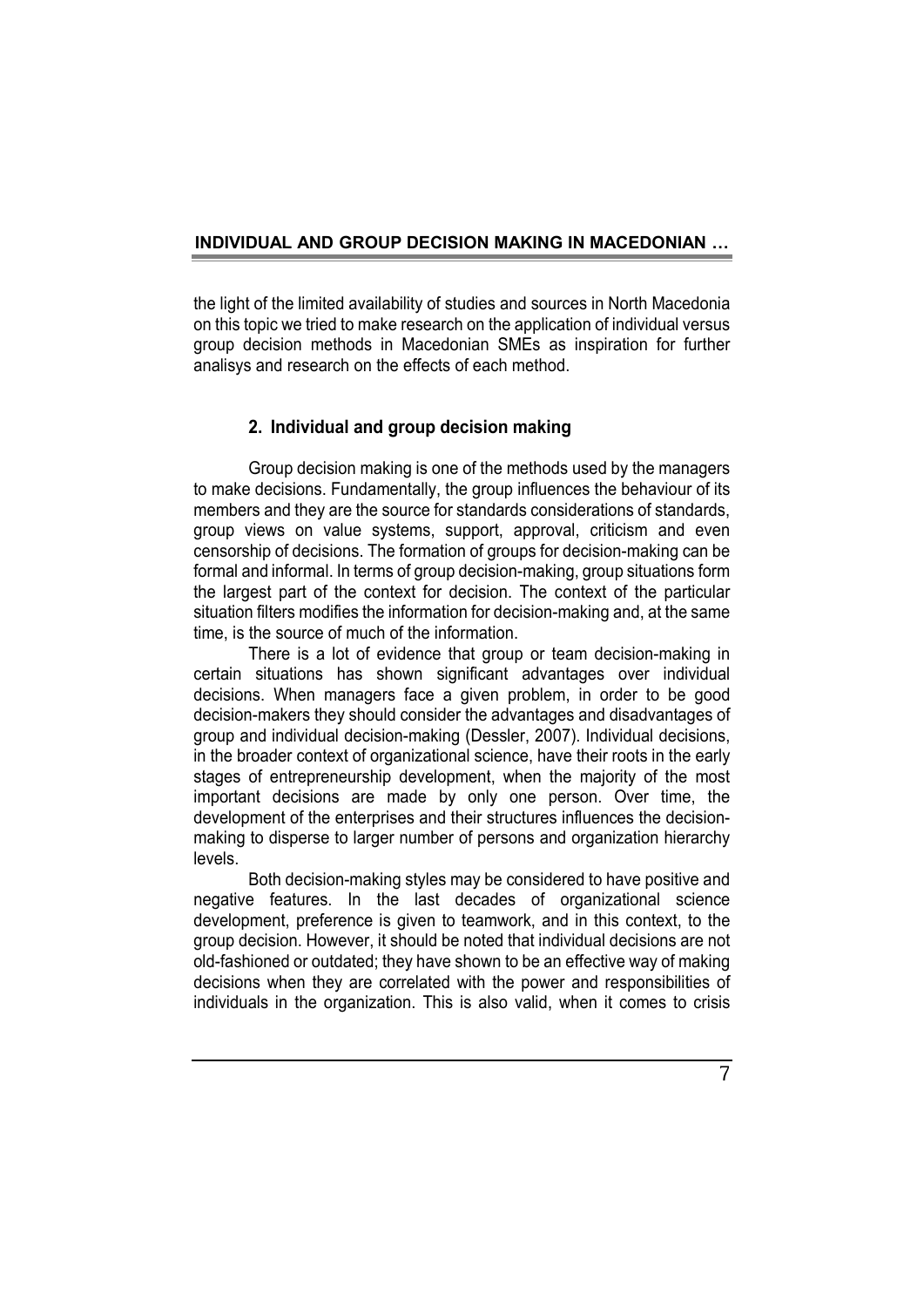the light of the limited availability of studies and sources in North Macedonia on this topic we tried to make research on the application of individual versus group decision methods in Macedonian SMEs as inspiration for further analisys and research on the effects of each method.

## 2. Individual and group decision making

Group decision making is one of the methods used by the managers to make decisions. Fundamentally, the group influences the behaviour of its members and they are the source for standards considerations of standards, group views on value systems, support, approval, criticism and even censorship of decisions. The formation of groups for decision-making can be formal and informal. In terms of group decision-making, group situations form the largest part of the context for decision. The context of the particular situation filters modifies the information for decision-making and, at the same time, is the source of much of the information.

There is a lot of evidence that group or team decision-making in certain situations has shown significant advantages over individual decisions. When managers face a given problem, in order to be good decision-makers they should consider the advantages and disadvantages of group and individual decision-making (Dessler, 2007). Individual decisions, in the broader context of organizational science, have their roots in the early stages of entrepreneurship development, when the majority of the most important decisions are made by only one person. Over time, the development of the enterprises and their structures influences the decision-making to disperse to larger number of persons and organization hierarchy levels.

Both decision-making styles may be considered to have positive and negative features. In the last decades of organizational science development, preference is given to teamwork, and in this context, to the group decision. However, it should be noted that individual decisions are not old-fashioned or outdated; they have shown to be an effective way of making decisions when they are correlated with the power and responsibilities of individuals in the organization. This is also valid, when it comes to crisis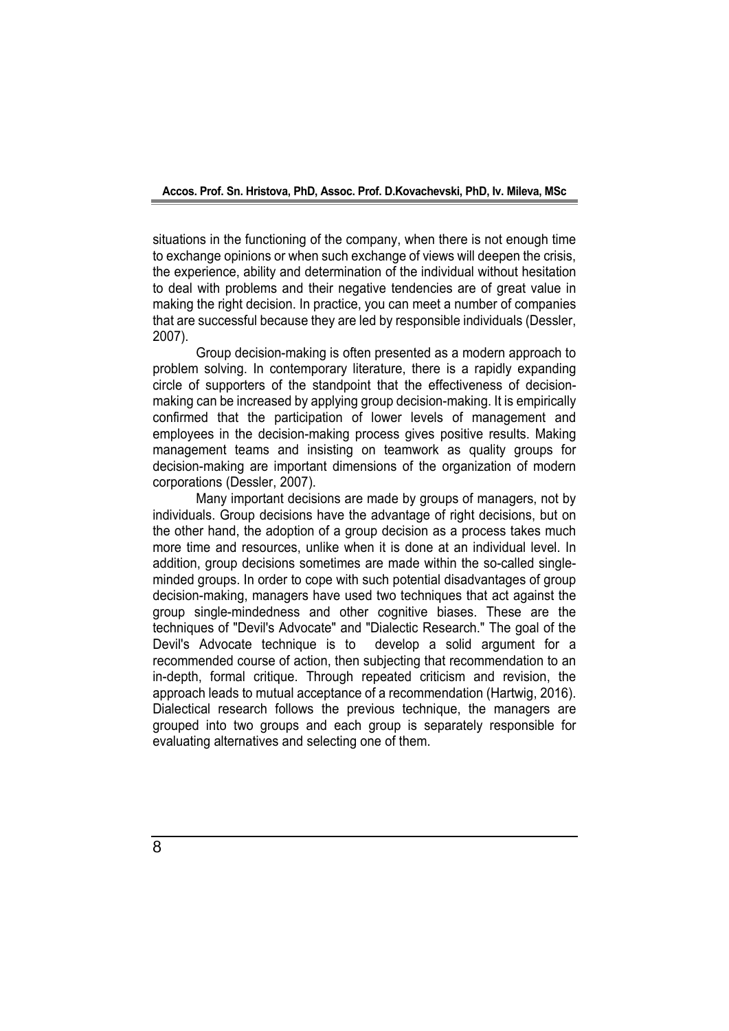situations in the functioning of the company, when there is not enough time to exchange opinions or when such exchange of views will deepen the crisis, the experience, ability and determination of the individual without hesitation to deal with problems and their negative tendencies are of great value in making the right decision. In practice, you can meet a number of companies that are successful because they are led by responsible individuals (Dessler, 2007).

Group decision-making is often presented as a modern approach to problem solving. In contemporary literature, there is a rapidly expanding circle of supporters of the standpoint that the effectiveness of decision-making can be increased by applying group decision-making. It is empirically confirmed that the participation of lower levels of management and employees in the decision-making process gives positive results. Making management teams and insisting on teamwork as quality groups for decision-making are important dimensions of the organization of modern corporations (Dessler, 2007).

Many important decisions are made by groups of managers, not by individuals. Group decisions have the advantage of right decisions, but on the other hand, the adoption of a group decision as a process takes much more time and resources, unlike when it is done at an individual level. In addition, group decisions sometimes are made within the so-called single-minded groups. In order to cope with such potential disadvantages of group decision-making, managers have used two techniques that act against the group single-mindedness and other cognitive biases. These are the techniques of "Devil's Advocate" and "Dialectic Research." The goal of the Devil's Advocate technique is to develop a solid argument for a recommended course of action, then subjecting that recommendation to an in-depth, formal critique. Through repeated criticism and revision, the approach leads to mutual acceptance of a recommendation (Hartwig, 2016). Dialectical research follows the previous technique, the managers are grouped into two groups and each group is separately responsible for evaluating alternatives and selecting one of them.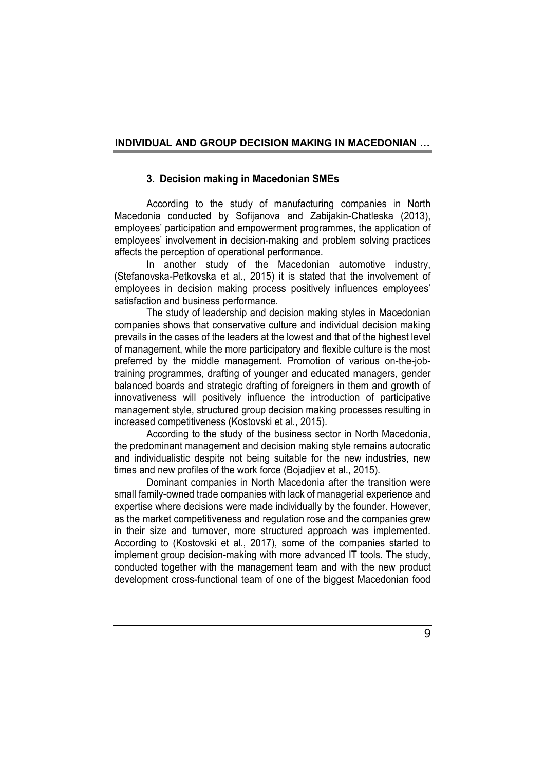## 3. Decision making in Macedonian SMEs

According to the study of manufacturing companies in North Macedonia conducted by Sofijanova and Zabijakin-Chatleska (2013), employees' participation and empowerment programmes, the application of employees' involvement in decision-making and problem solving practices affects the perception of operational performance.

In another study of the Macedonian automotive industry, (Stefanovska-Petkovska et al., 2015) it is stated that the involvement of employees in decision making process positively influences employees' satisfaction and business performance.

The study of leadership and decision making styles in Macedonian companies shows that conservative culture and individual decision making prevails in the cases of the leaders at the lowest and that of the highest level of management, while the more participatory and flexible culture is the most preferred by the middle management. Promotion of various on-the-job-training programmes, drafting of younger and educated managers, gender balanced boards and strategic drafting of foreigners in them and growth of innovativeness will positively influence the introduction of participative management style, structured group decision making processes resulting in increased competitiveness (Kostovski et al., 2015).

According to the study of the business sector in North Macedonia, the predominant management and decision making style remains autocratic and individualistic despite not being suitable for the new industries, new times and new profiles of the work force (Bojadjiev et al., 2015).

Dominant companies in North Macedonia after the transition were small family-owned trade companies with lack of managerial experience and expertise where decisions were made individually by the founder. However, as the market competitiveness and regulation rose and the companies grew in their size and turnover, more structured approach was implemented. According to (Kostovski et al., 2017), some of the companies started to implement group decision-making with more advanced IT tools. The study, conducted together with the management team and with the new product development cross-functional team of one of the biggest Macedonian food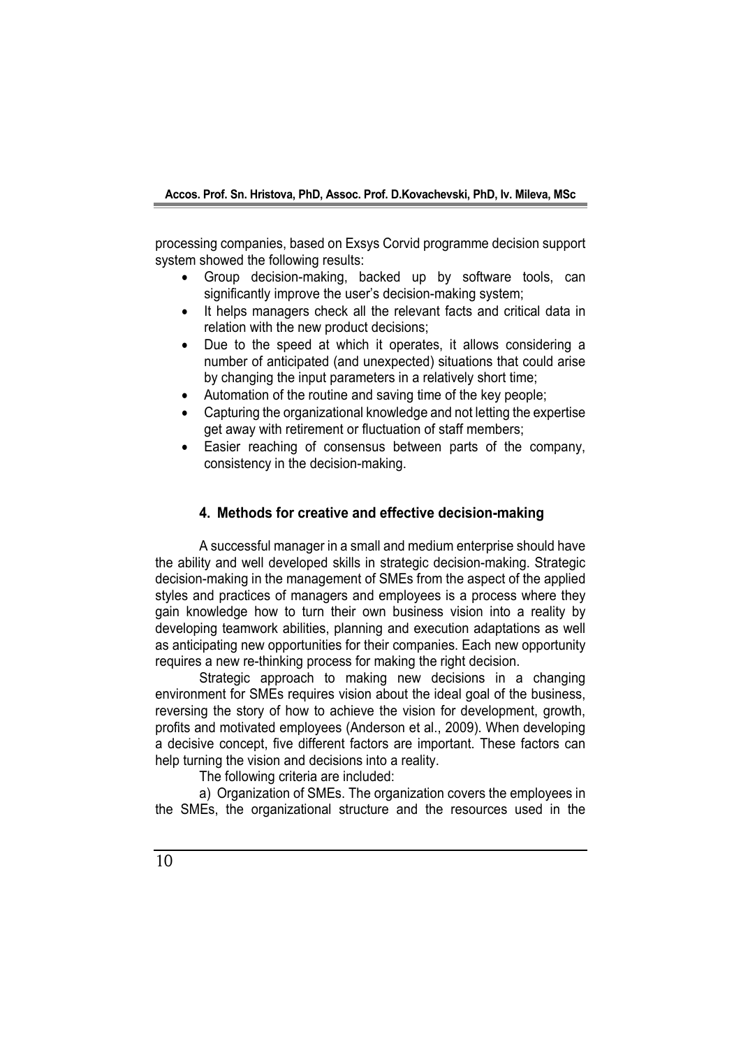processing companies, based on Exsys Corvid programme decision support system showed the following results:

- Group decision-making, backed up by software tools, can significantly improve the user's decision-making system;
- It helps managers check all the relevant facts and critical data in relation with the new product decisions;
- Due to the speed at which it operates, it allows considering a number of anticipated (and unexpected) situations that could arise by changing the input parameters in a relatively short time;
- Automation of the routine and saving time of the key people;
- Capturing the organizational knowledge and not letting the expertise get away with retirement or fluctuation of staff members;
- Easier reaching of consensus between parts of the company, consistency in the decision-making.

## 4. Methods for creative and effective decision-making

A successful manager in a small and medium enterprise should have the ability and well developed skills in strategic decision-making. Strategic decision-making in the management of SMEs from the aspect of the applied styles and practices of managers and employees is a process where they gain knowledge how to turn their own business vision into a reality by developing teamwork abilities, planning and execution adaptations as well as anticipating new opportunities for their companies. Each new opportunity requires a new re-thinking process for making the right decision.

Strategic approach to making new decisions in a changing environment for SMEs requires vision about the ideal goal of the business, reversing the story of how to achieve the vision for development, growth, profits and motivated employees (Anderson et al., 2009). When developing a decisive concept, five different factors are important. These factors can help turning the vision and decisions into a reality.

The following criteria are included:

a) Organization of SMEs. The organization covers the employees in the SMEs, the organizational structure and the resources used in the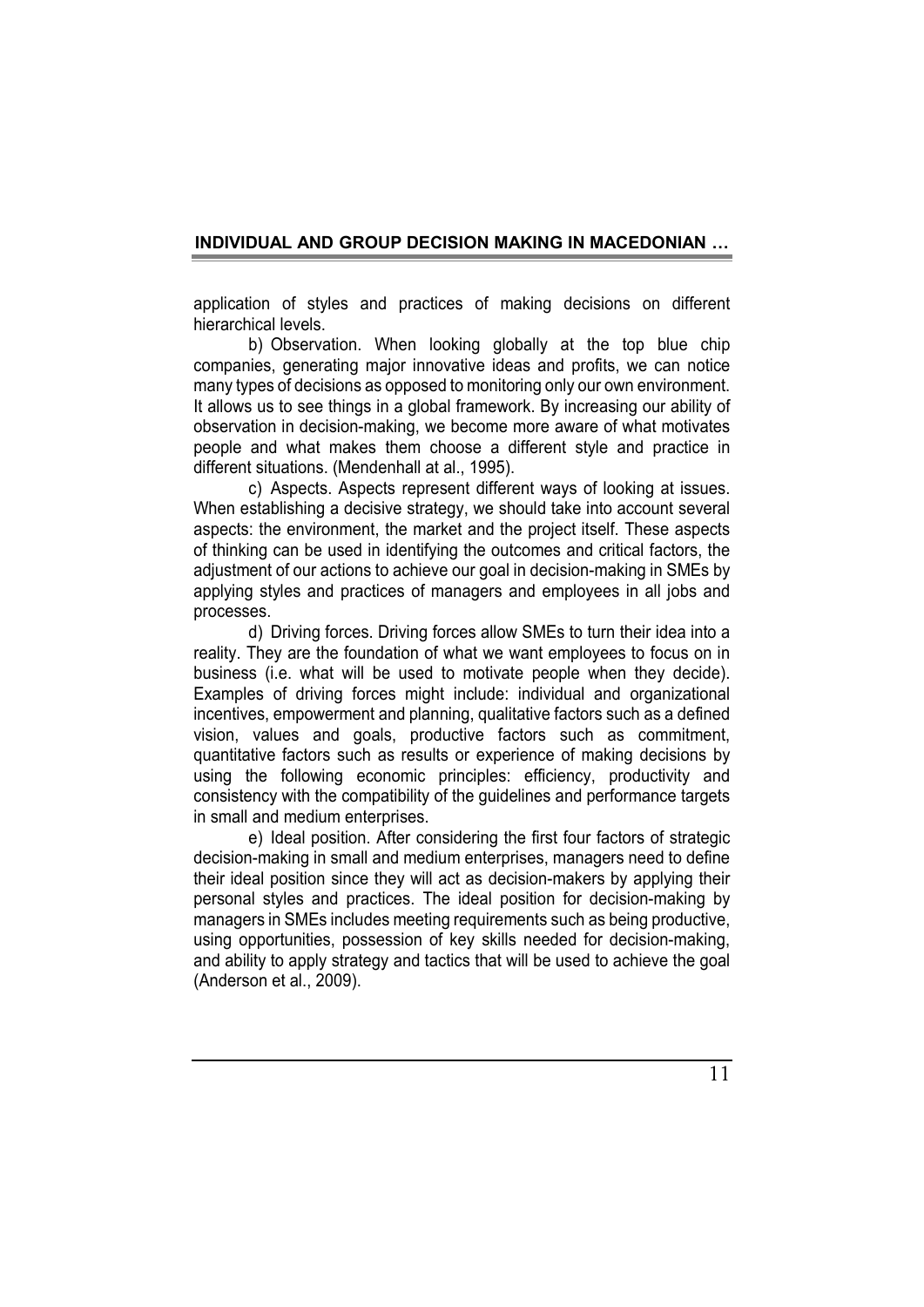application of styles and practices of making decisions on different hierarchical levels.

b) Observation. When looking globally at the top blue chip companies, generating major innovative ideas and profits, we can notice many types of decisions as opposed to monitoring only our own environment. It allows us to see things in a global framework. By increasing our ability of observation in decision-making, we become more aware of what motivates people and what makes them choose a different style and practice in different situations. (Mendenhall at al., 1995).

c) Aspects. Aspects represent different ways of looking at issues. When establishing a decisive strategy, we should take into account several aspects: the environment, the market and the project itself. These aspects of thinking can be used in identifying the outcomes and critical factors, the adjustment of our actions to achieve our goal in decision-making in SMEs by applying styles and practices of managers and employees in all jobs and processes.

d) Driving forces. Driving forces allow SMEs to turn their idea into a reality. They are the foundation of what we want employees to focus on in business (i.e. what will be used to motivate people when they decide). Examples of driving forces might include: individual and organizational incentives, empowerment and planning, qualitative factors such as a defined vision, values and goals, productive factors such as commitment, quantitative factors such as results or experience of making decisions by using the following economic principles: efficiency, productivity and consistency with the compatibility of the guidelines and performance targets in small and medium enterprises.

e) Ideal position. After considering the first four factors of strategic decision-making in small and medium enterprises, managers need to define their ideal position since they will act as decision-makers by applying their personal styles and practices. The ideal position for decision-making by managers in SMEs includes meeting requirements such as being productive, using opportunities, possession of key skills needed for decision-making, and ability to apply strategy and tactics that will be used to achieve the goal (Anderson et al., 2009).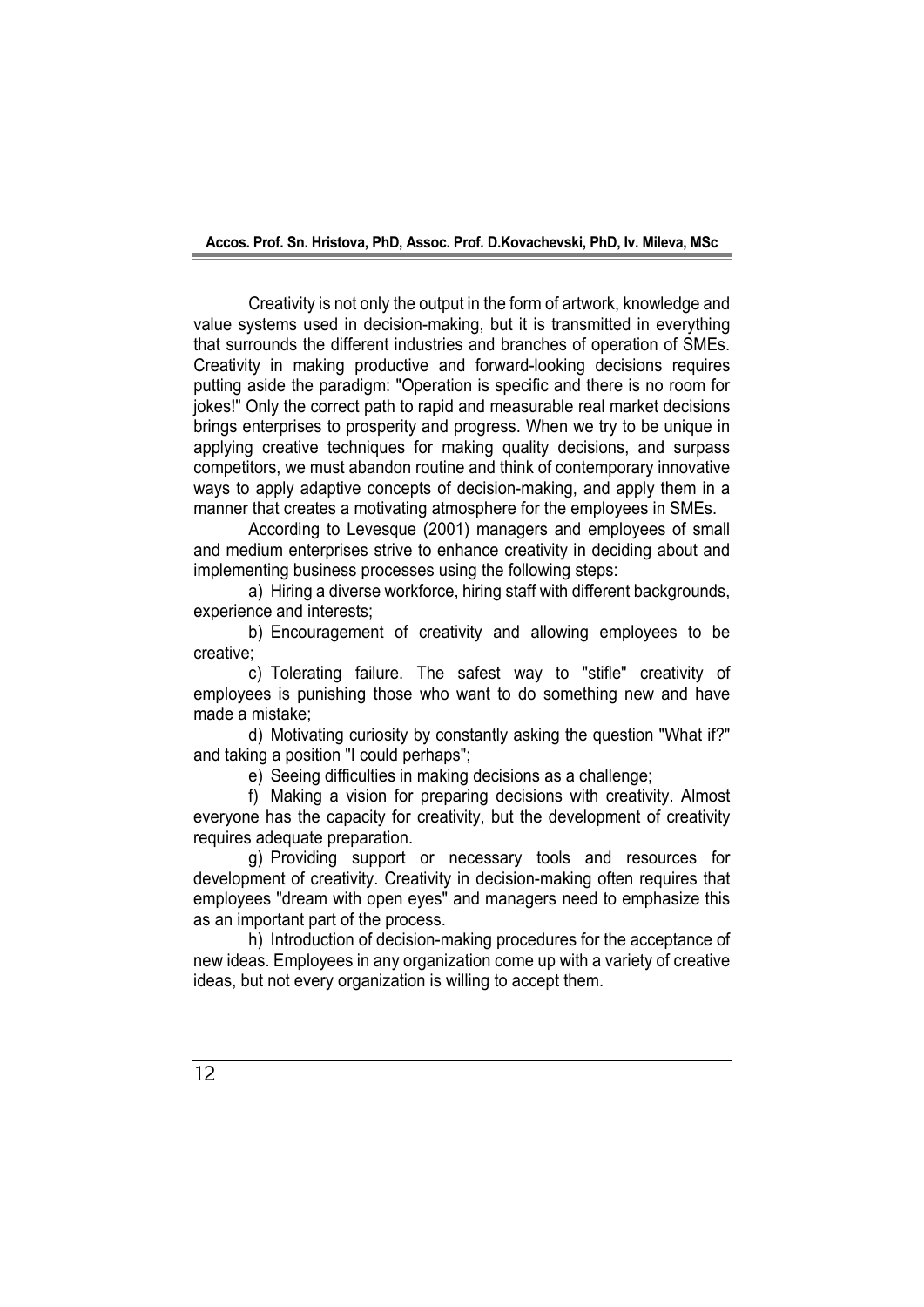Creativity is not only the output in the form of artwork, knowledge and value systems used in decision-making, but it is transmitted in everything that surrounds the different industries and branches of operation of SMEs. Creativity in making productive and forward-looking decisions requires putting aside the paradigm: "Operation is specific and there is no room for jokes!" Only the correct path to rapid and measurable real market decisions brings enterprises to prosperity and progress. When we try to be unique in applying creative techniques for making quality decisions, and surpass competitors, we must abandon routine and think of contemporary innovative ways to apply adaptive concepts of decision-making, and apply them in a manner that creates a motivating atmosphere for the employees in SMEs.

According to Levesque (2001) managers and employees of small and medium enterprises strive to enhance creativity in deciding about and implementing business processes using the following steps:

a) Hiring a diverse workforce, hiring staff with different backgrounds, experience and interests;

b) Encouragement of creativity and allowing employees to be creative;

c) Tolerating failure. The safest way to "stifle" creativity of employees is punishing those who want to do something new and have made a mistake;

d) Motivating curiosity by constantly asking the question "What if?" and taking a position "I could perhaps";

e) Seeing difficulties in making decisions as a challenge;

f) Making a vision for preparing decisions with creativity. Almost everyone has the capacity for creativity, but the development of creativity requires adequate preparation.

g) Providing support or necessary tools and resources for development of creativity. Creativity in decision-making often requires that employees "dream with open eyes" and managers need to emphasize this as an important part of the process.

h) Introduction of decision-making procedures for the acceptance of new ideas. Employees in any organization come up with a variety of creative ideas, but not every organization is willing to accept them.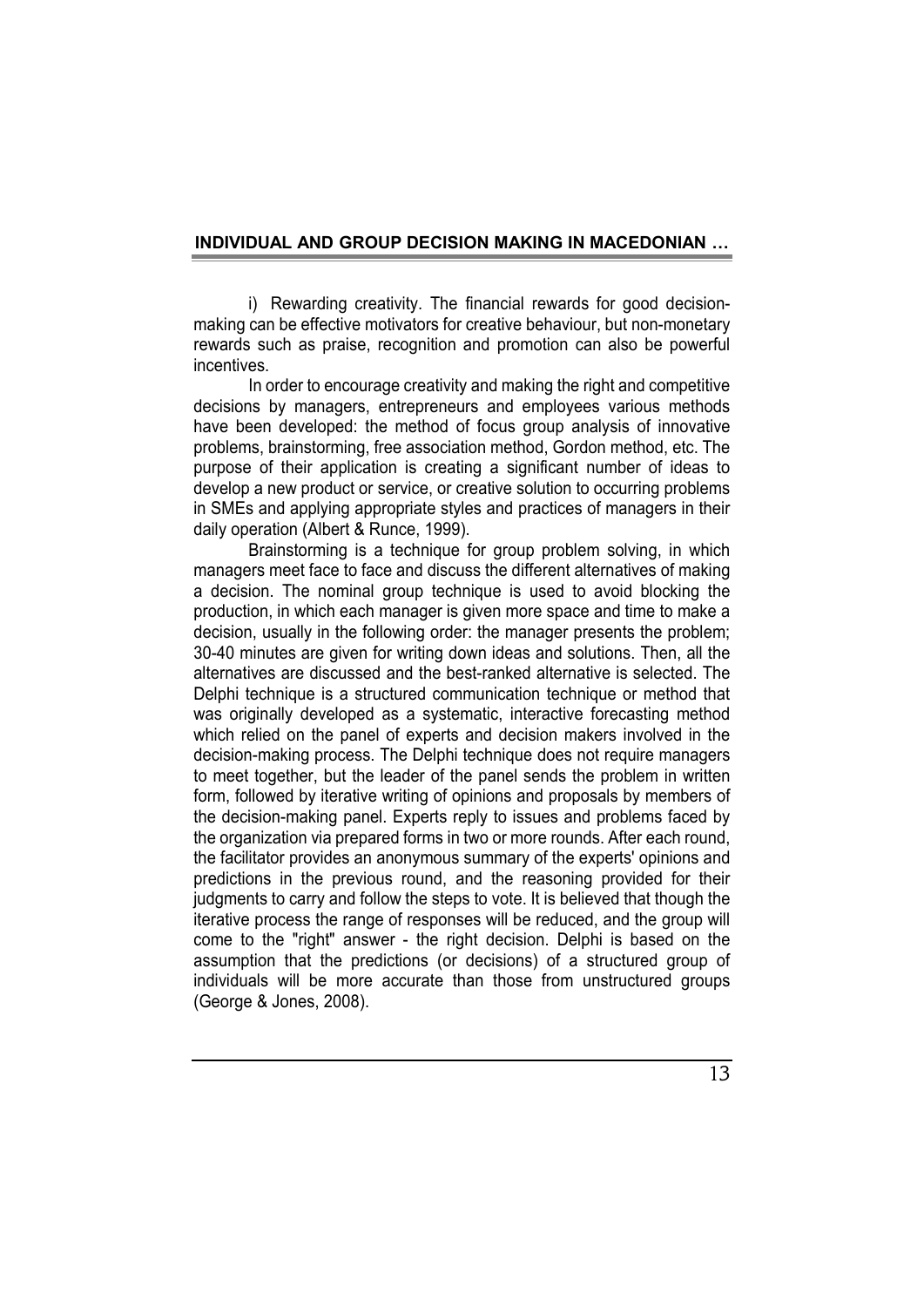i) Rewarding creativity. The financial rewards for good decision-making can be effective motivators for creative behaviour, but non-monetary rewards such as praise, recognition and promotion can also be powerful incentives.

In order to encourage creativity and making the right and competitive decisions by managers, entrepreneurs and employees various methods have been developed: the method of focus group analysis of innovative problems, brainstorming, free association method, Gordon method, etc. The purpose of their application is creating a significant number of ideas to develop a new product or service, or creative solution to occurring problems in SMEs and applying appropriate styles and practices of managers in their daily operation (Albert & Runce, 1999).

Brainstorming is a technique for group problem solving, in which managers meet face to face and discuss the different alternatives of making a decision. The nominal group technique is used to avoid blocking the production, in which each manager is given more space and time to make a decision, usually in the following order: the manager presents the problem; 30-40 minutes are given for writing down ideas and solutions. Then, all the alternatives are discussed and the best-ranked alternative is selected. The Delphi technique is a structured communication technique or method that was originally developed as a systematic, interactive forecasting method which relied on the panel of experts and decision makers involved in the decision-making process. The Delphi technique does not require managers to meet together, but the leader of the panel sends the problem in written form, followed by iterative writing of opinions and proposals by members of the decision-making panel. Experts reply to issues and problems faced by the organization via prepared forms in two or more rounds. After each round, the facilitator provides an anonymous summary of the experts' opinions and predictions in the previous round, and the reasoning provided for their judgments to carry and follow the steps to vote. It is believed that though the iterative process the range of responses will be reduced, and the group will come to the "right" answer - the right decision. Delphi is based on the assumption that the predictions (or decisions) of a structured group of individuals will be more accurate than those from unstructured groups (George & Jones, 2008).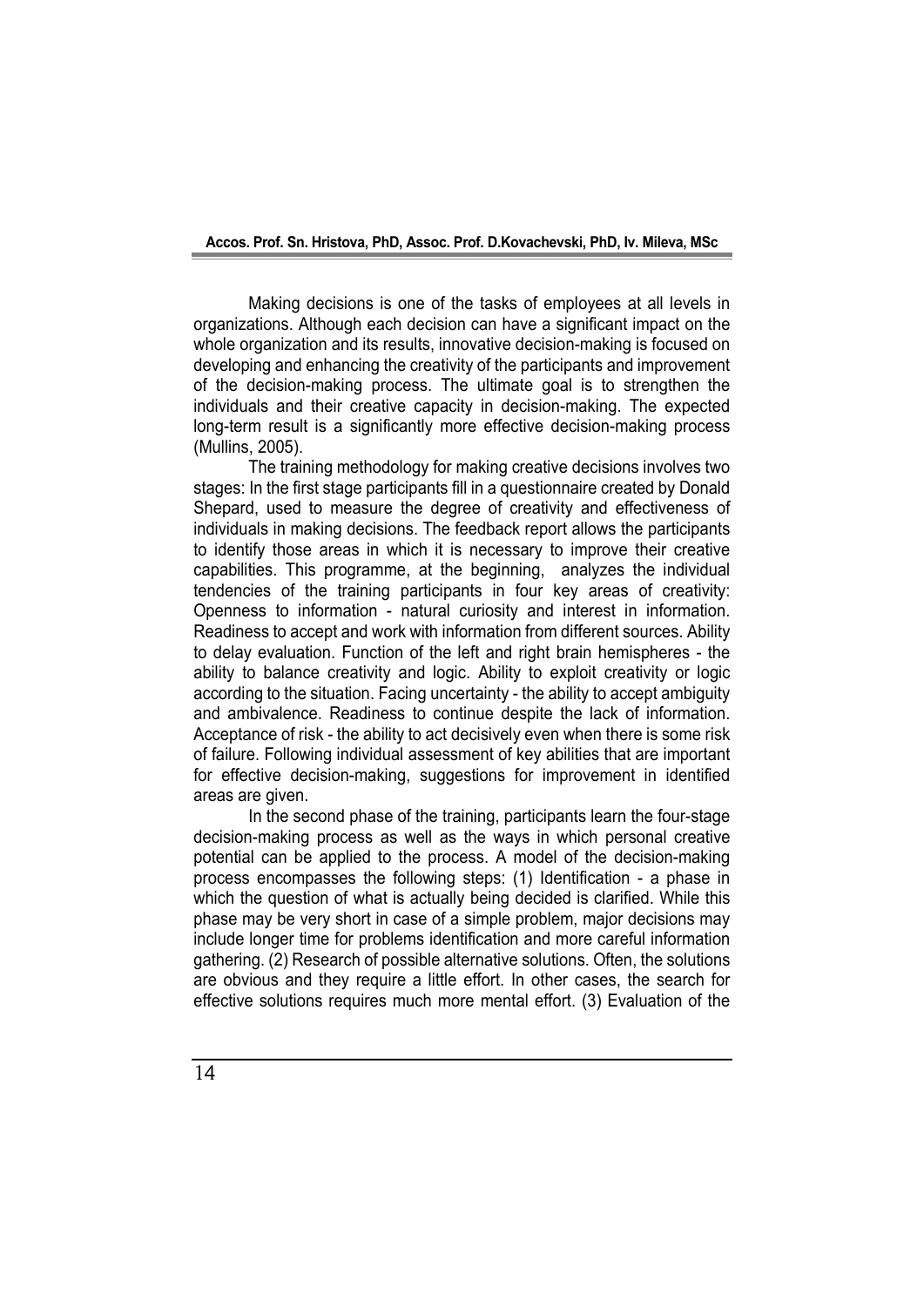Making decisions is one of the tasks of employees at all levels in organizations. Although each decision can have a significant impact on the whole organization and its results, innovative decision-making is focused on developing and enhancing the creativity of the participants and improvement of the decision-making process. The ultimate goal is to strengthen the individuals and their creative capacity in decision-making. The expected long-term result is a significantly more effective decision-making process (Mullins, 2005).

The training methodology for making creative decisions involves two stages: In the first stage participants fill in a questionnaire created by Donald Shepard, used to measure the degree of creativity and effectiveness of individuals in making decisions. The feedback report allows the participants to identify those areas in which it is necessary to improve their creative capabilities. This programme, at the beginning, analyzes the individual tendencies of the training participants in four key areas of creativity: Openness to information - natural curiosity and interest in information. Readiness to accept and work with information from different sources. Ability to delay evaluation. Function of the left and right brain hemispheres - the ability to balance creativity and logic. Ability to exploit creativity or logic according to the situation. Facing uncertainty - the ability to accept ambiguity and ambivalence. Readiness to continue despite the lack of information. Acceptance of risk - the ability to act decisively even when there is some risk of failure. Following individual assessment of key abilities that are important for effective decision-making, suggestions for improvement in identified areas are given.

In the second phase of the training, participants learn the four-stage decision-making process as well as the ways in which personal creative potential can be applied to the process. A model of the decision-making process encompasses the following steps: (1) Identification - a phase in which the question of what is actually being decided is clarified. While this phase may be very short in case of a simple problem, major decisions may include longer time for problems identification and more careful information gathering. (2) Research of possible alternative solutions. Often, the solutions are obvious and they require a little effort. In other cases, the search for effective solutions requires much more mental effort. (3) Evaluation of the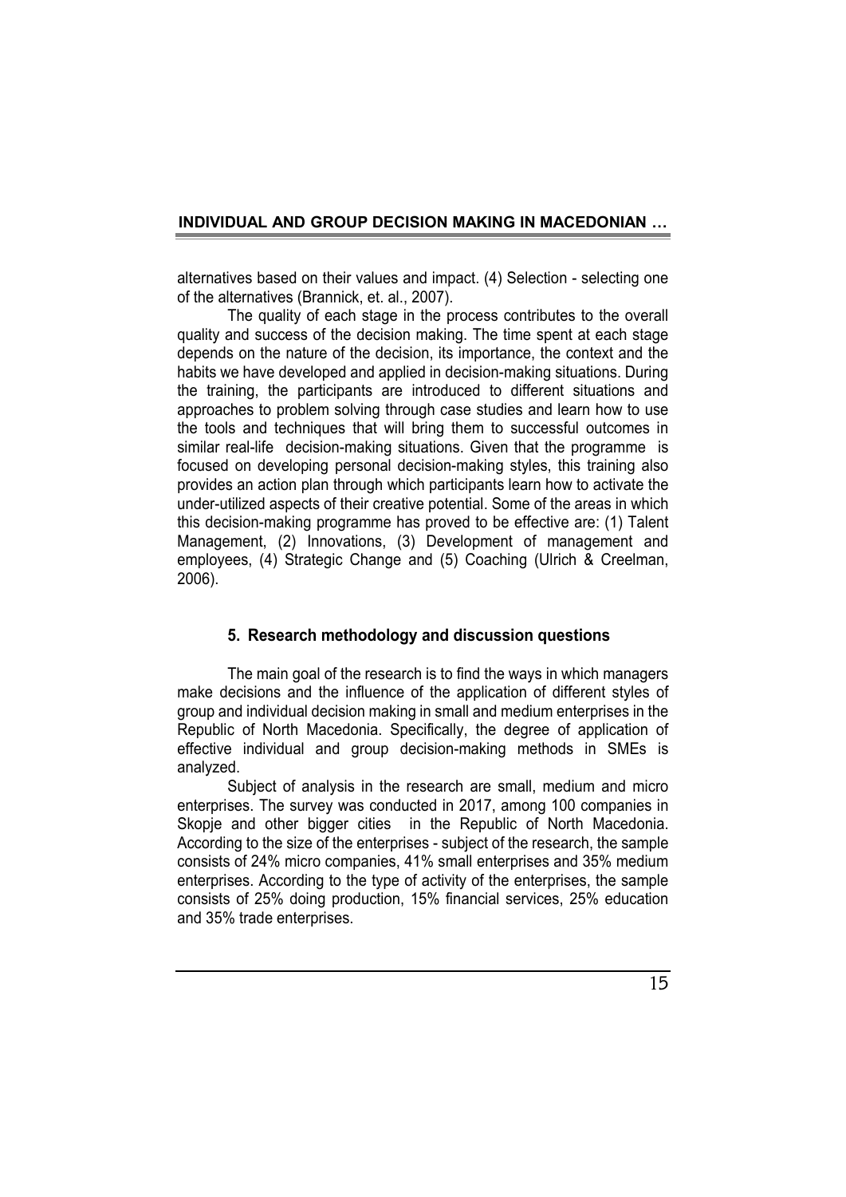alternatives based on their values and impact. (4) Selection - selecting one of the alternatives (Brannick, et. al., 2007).

The quality of each stage in the process contributes to the overall quality and success of the decision making. The time spent at each stage depends on the nature of the decision, its importance, the context and the habits we have developed and applied in decision-making situations. During the training, the participants are introduced to different situations and approaches to problem solving through case studies and learn how to use the tools and techniques that will bring them to successful outcomes in similar real-life decision-making situations. Given that the programme is focused on developing personal decision-making styles, this training also provides an action plan through which participants learn how to activate the under-utilized aspects of their creative potential. Some of the areas in which this decision-making programme has proved to be effective are: (1) Talent Management, (2) Innovations, (3) Development of management and employees, (4) Strategic Change and (5) Coaching (Ulrich & Creelman, 2006).

## 5. Research methodology and discussion questions

The main goal of the research is to find the ways in which managers make decisions and the influence of the application of different styles of group and individual decision making in small and medium enterprises in the Republic of North Macedonia. Specifically, the degree of application of effective individual and group decision-making methods in SMEs is analyzed.

Subject of analysis in the research are small, medium and micro enterprises. The survey was conducted in 2017, among 100 companies in Skopje and other bigger cities in the Republic of North Macedonia. According to the size of the enterprises - subject of the research, the sample consists of 24% micro companies, 41% small enterprises and 35% medium enterprises. According to the type of activity of the enterprises, the sample consists of 25% doing production, 15% financial services, 25% education and 35% trade enterprises.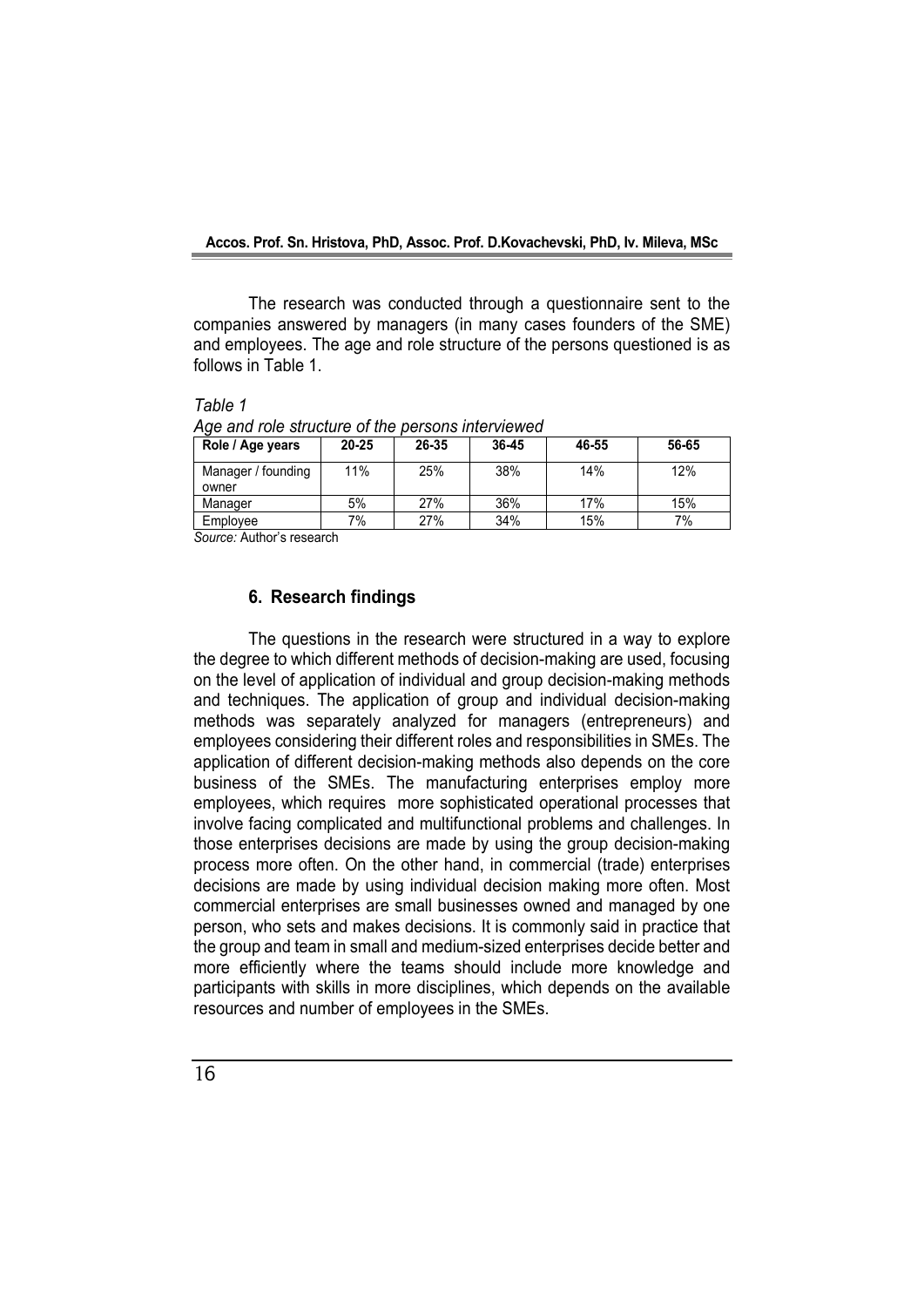The research was conducted through a questionnaire sent to the companies answered by managers (in many cases founders of the SME) and employees. The age and role structure of the persons questioned is as follows in Table 1.

*Table 1*

*Age and role structure of the persons interviewed*

| Role / Age years | 20-25 | 26-35 | 36-45 | 46-55 | 56-65 |
|---|---|---|---|---|---|
| Manager / founding owner | 11% | 25% | 38% | 14% | 12% |
| Manager | 5% | 27% | 36% | 17% | 15% |
| Employee | 7% | 27% | 34% | 15% | 7% |

*Source:* Author's research

## 6. Research findings

The questions in the research were structured in a way to explore the degree to which different methods of decision-making are used, focusing on the level of application of individual and group decision-making methods and techniques. The application of group and individual decision-making methods was separately analyzed for managers (entrepreneurs) and employees considering their different roles and responsibilities in SMEs. The application of different decision-making methods also depends on the core business of the SMEs. The manufacturing enterprises employ more employees, which requires more sophisticated operational processes that involve facing complicated and multifunctional problems and challenges. In those enterprises decisions are made by using the group decision-making process more often. On the other hand, in commercial (trade) enterprises decisions are made by using individual decision making more often. Most commercial enterprises are small businesses owned and managed by one person, who sets and makes decisions. It is commonly said in practice that the group and team in small and medium-sized enterprises decide better and more efficiently where the teams should include more knowledge and participants with skills in more disciplines, which depends on the available resources and number of employees in the SMEs.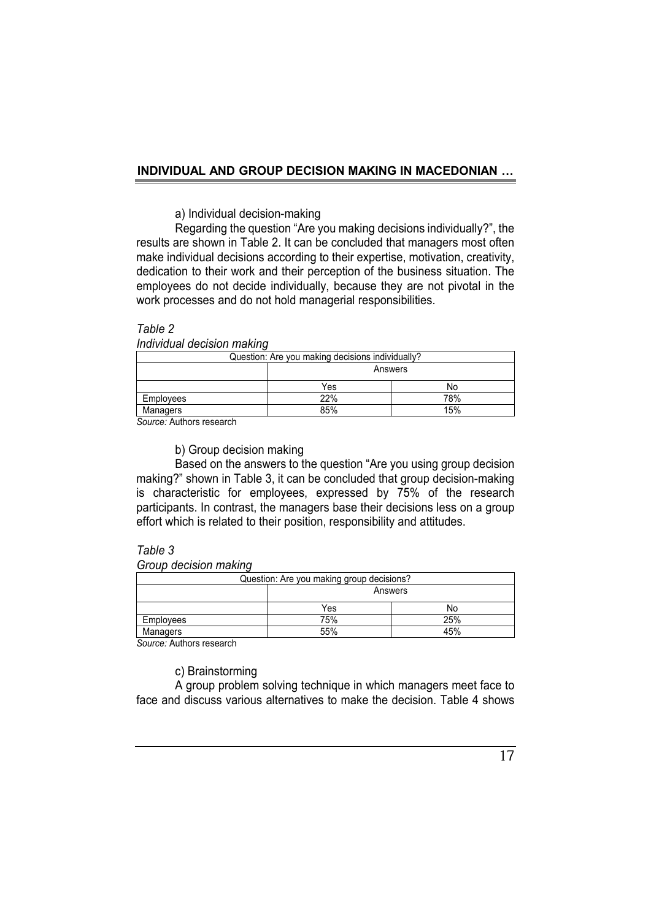a) Individual decision-making

Regarding the question "Are you making decisions individually?", the results are shown in Table 2. It can be concluded that managers most often make individual decisions according to their expertise, motivation, creativity, dedication to their work and their perception of the business situation. The employees do not decide individually, because they are not pivotal in the work processes and do not hold managerial responsibilities.

*Table 2*

*Individual decision making*

| Question: Are you making decisions individually? | | |
|---|---|---|
| | Answers | |
| | Yes | No |
| Employees | 22% | 78% |
| Managers | 85% | 15% |

*Source:* Authors research

b) Group decision making

Based on the answers to the question "Are you using group decision making?" shown in Table 3, it can be concluded that group decision-making is characteristic for employees, expressed by 75% of the research participants. In contrast, the managers base their decisions less on a group effort which is related to their position, responsibility and attitudes.

*Table 3*

*Group decision making*

| Question: Are you making group decisions? | | |
|---|---|---|
| | Answers | |
| | Yes | No |
| Employees | 75% | 25% |
| Managers | 55% | 45% |

*Source:* Authors research

c) Brainstorming

A group problem solving technique in which managers meet face to face and discuss various alternatives to make the decision. Table 4 shows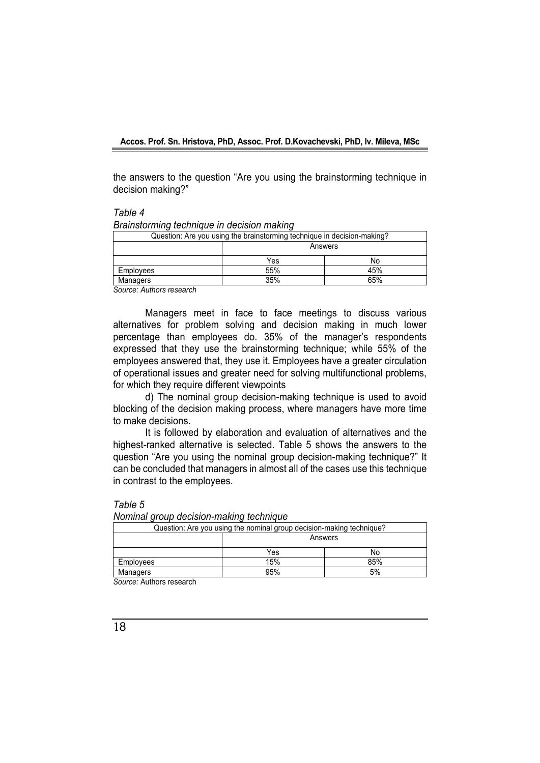the answers to the question "Are you using the brainstorming technique in decision making?"

*Table 4*

*Brainstorming technique in decision making*

| Question: Are you using the brainstorming technique in decision-making? | | |
|---|---|---|
| | Answers | |
| | Yes | No |
| Employees | 55% | 45% |
| Managers | 35% | 65% |

*Source: Authors research*

Managers meet in face to face meetings to discuss various alternatives for problem solving and decision making in much lower percentage than employees do. 35% of the manager's respondents expressed that they use the brainstorming technique; while 55% of the employees answered that, they use it. Employees have a greater circulation of operational issues and greater need for solving multifunctional problems, for which they require different viewpoints

d) The nominal group decision-making technique is used to avoid blocking of the decision making process, where managers have more time to make decisions.

It is followed by elaboration and evaluation of alternatives and the highest-ranked alternative is selected. Table 5 shows the answers to the question "Are you using the nominal group decision-making technique?" It can be concluded that managers in almost all of the cases use this technique in contrast to the employees.

*Table 5*

*Nominal group decision-making technique*

| Question: Are you using the nominal group decision-making technique? | | |
|---|---|---|
| | Answers | |
| | Yes | No |
| Employees | 15% | 85% |
| Managers | 95% | 5% |

*Source:* Authors research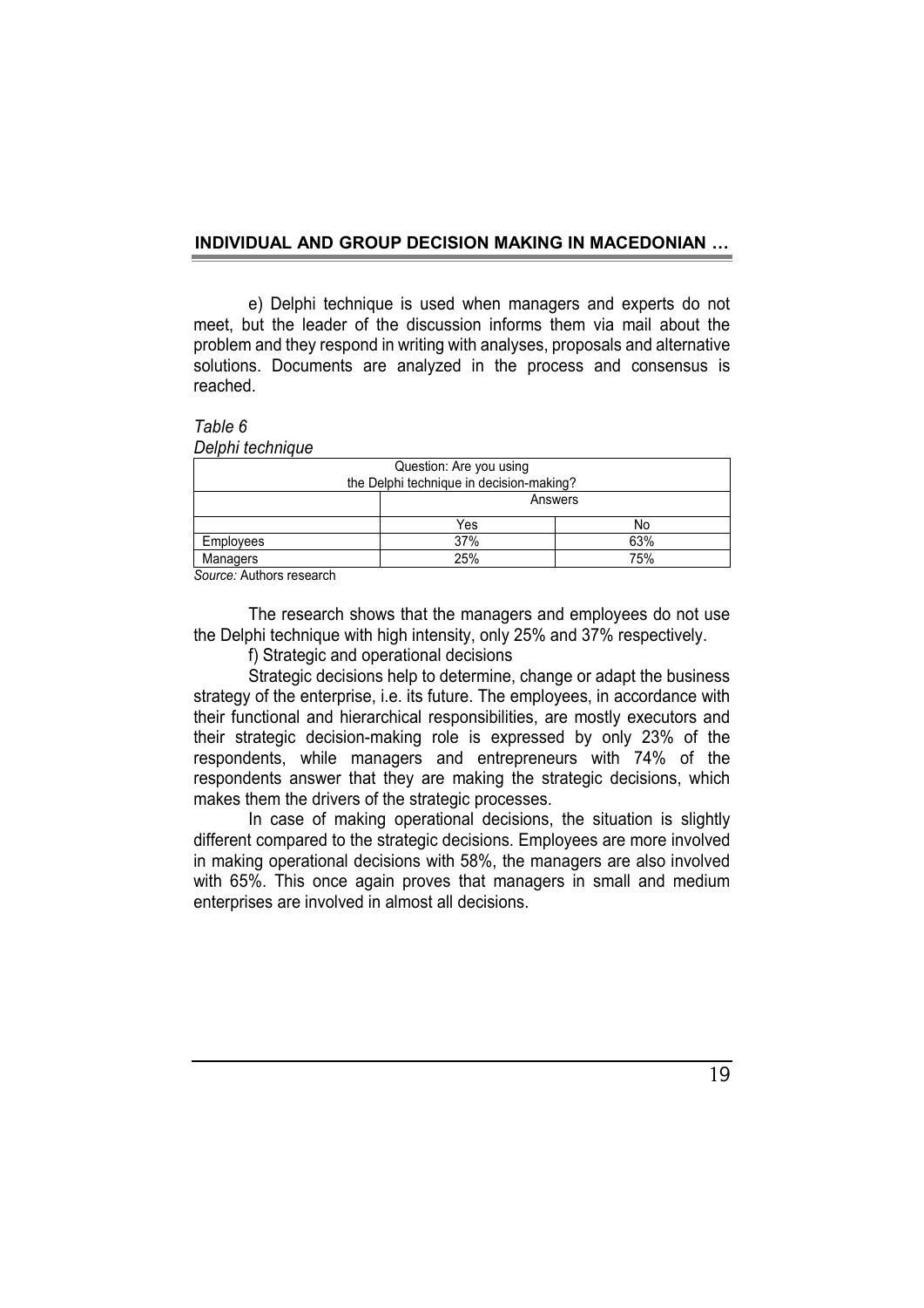e) Delphi technique is used when managers and experts do not meet, but the leader of the discussion informs them via mail about the problem and they respond in writing with analyses, proposals and alternative solutions. Documents are analyzed in the process and consensus is reached.

*Table 6*
*Delphi technique*

| Question: Are you using the Delphi technique in decision-making? | | |
|---|---|---|
| | Answers | |
| | Yes | No |
| Employees | 37% | 63% |
| Managers | 25% | 75% |

*Source:* Authors research

The research shows that the managers and employees do not use the Delphi technique with high intensity, only 25% and 37% respectively.

f) Strategic and operational decisions

Strategic decisions help to determine, change or adapt the business strategy of the enterprise, i.e. its future. The employees, in accordance with their functional and hierarchical responsibilities, are mostly executors and their strategic decision-making role is expressed by only 23% of the respondents, while managers and entrepreneurs with 74% of the respondents answer that they are making the strategic decisions, which makes them the drivers of the strategic processes.

In case of making operational decisions, the situation is slightly different compared to the strategic decisions. Employees are more involved in making operational decisions with 58%, the managers are also involved with 65%. This once again proves that managers in small and medium enterprises are involved in almost all decisions.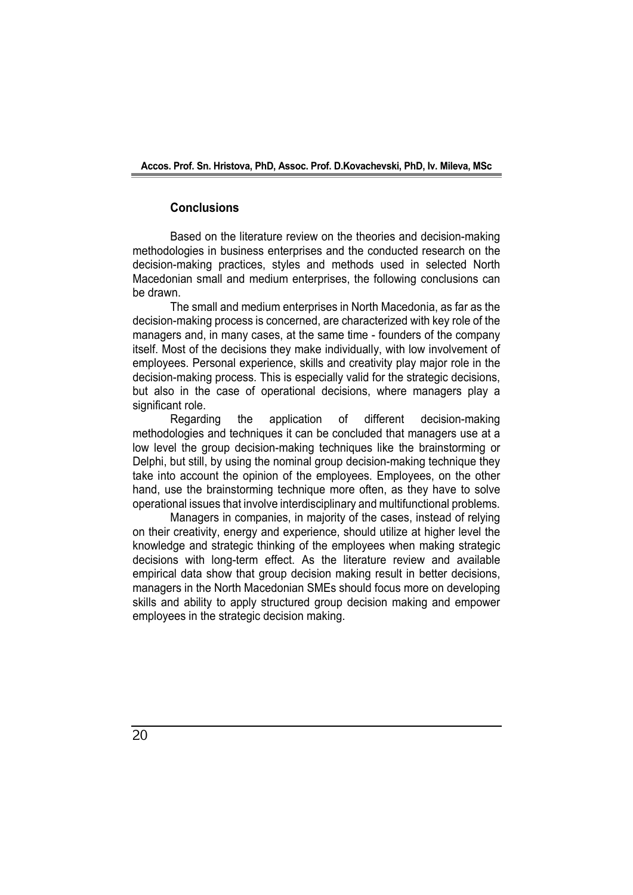## Conclusions

Based on the literature review on the theories and decision-making methodologies in business enterprises and the conducted research on the decision-making practices, styles and methods used in selected North Macedonian small and medium enterprises, the following conclusions can be drawn.

The small and medium enterprises in North Macedonia, as far as the decision-making process is concerned, are characterized with key role of the managers and, in many cases, at the same time - founders of the company itself. Most of the decisions they make individually, with low involvement of employees. Personal experience, skills and creativity play major role in the decision-making process. This is especially valid for the strategic decisions, but also in the case of operational decisions, where managers play a significant role.

Regarding the application of different decision-making methodologies and techniques it can be concluded that managers use at a low level the group decision-making techniques like the brainstorming or Delphi, but still, by using the nominal group decision-making technique they take into account the opinion of the employees. Employees, on the other hand, use the brainstorming technique more often, as they have to solve operational issues that involve interdisciplinary and multifunctional problems.

Managers in companies, in majority of the cases, instead of relying on their creativity, energy and experience, should utilize at higher level the knowledge and strategic thinking of the employees when making strategic decisions with long-term effect. As the literature review and available empirical data show that group decision making result in better decisions, managers in the North Macedonian SMEs should focus more on developing skills and ability to apply structured group decision making and empower employees in the strategic decision making.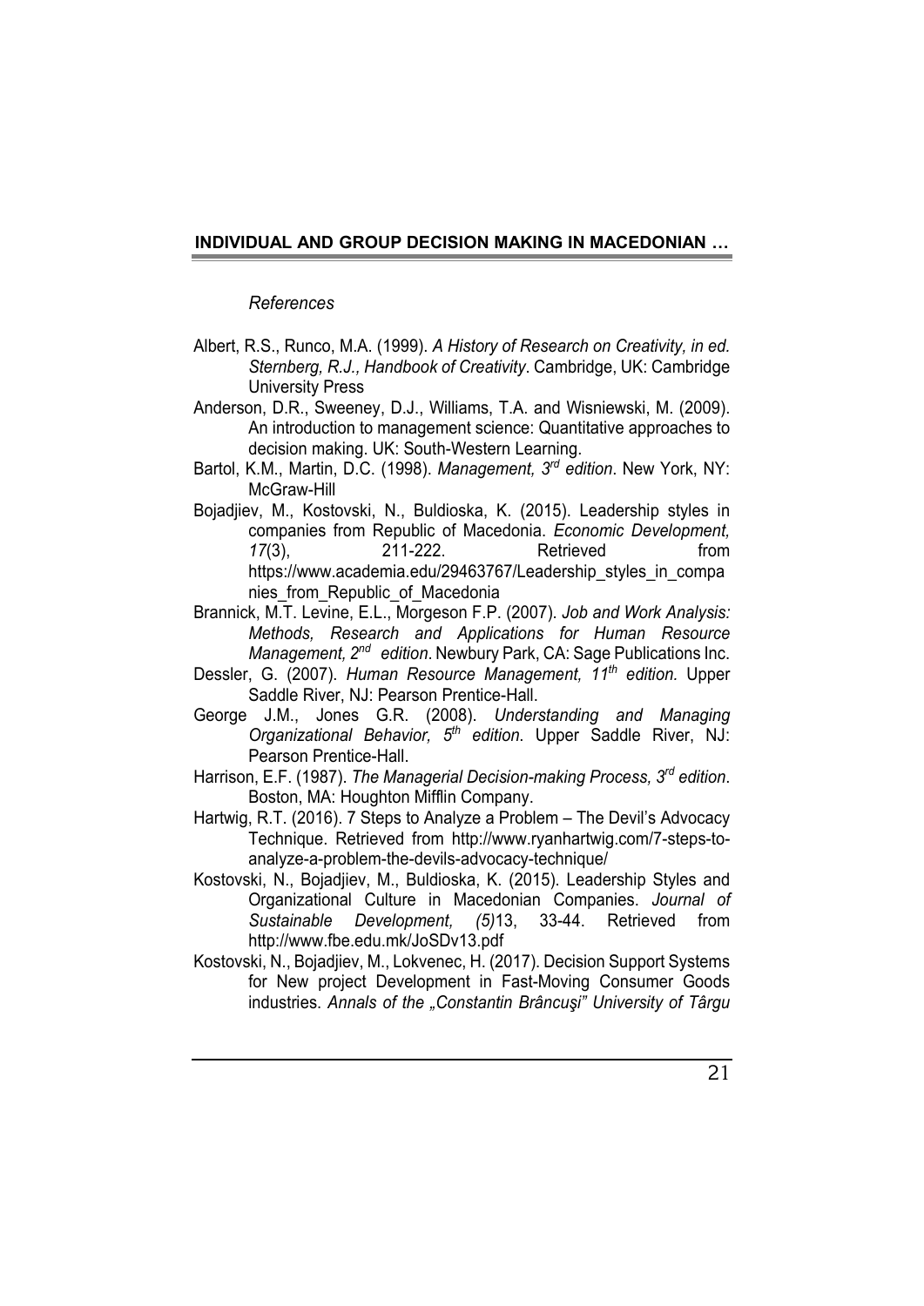*References*

Albert, R.S., Runco, M.A. (1999). *A History of Research on Creativity, in ed. Sternberg, R.J., Handbook of Creativity*. Cambridge, UK: Cambridge University Press

Anderson, D.R., Sweeney, D.J., Williams, T.A. and Wisniewski, M. (2009). An introduction to management science: Quantitative approaches to decision making. UK: South-Western Learning.

Bartol, K.M., Martin, D.C. (1998). *Management, 3rd edition*. New York, NY: McGraw-Hill

Bojadjiev, M., Kostovski, N., Buldioska, K. (2015). Leadership styles in companies from Republic of Macedonia. *Economic Development, 17*(3), 211-222. Retrieved from https://www.academia.edu/29463767/Leadership_styles_in_companies_from_Republic_of_Macedonia

Brannick, M.T. Levine, E.L., Morgeson F.P. (2007). *Job and Work Analysis: Methods, Research and Applications for Human Resource Management, 2nd edition*. Newbury Park, CA: Sage Publications Inc.

Dessler, G. (2007). *Human Resource Management, 11th edition.* Upper Saddle River, NJ: Pearson Prentice-Hall.

George J.M., Jones G.R. (2008). *Understanding and Managing Organizational Behavior, 5th edition*. Upper Saddle River, NJ: Pearson Prentice-Hall.

Harrison, E.F. (1987). *The Managerial Decision-making Process, 3rd edition*. Boston, MA: Houghton Mifflin Company.

Hartwig, R.T. (2016). 7 Steps to Analyze a Problem – The Devil's Advocacy Technique. Retrieved from http://www.ryanhartwig.com/7-steps-to-analyze-a-problem-the-devils-advocacy-technique/

Kostovski, N., Bojadjiev, M., Buldioska, K. (2015). Leadership Styles and Organizational Culture in Macedonian Companies. *Journal of Sustainable Development, (5)*13, 33-44. Retrieved from http://www.fbe.edu.mk/JoSDv13.pdf

Kostovski, N., Bojadjiev, M., Lokvenec, H. (2017). Decision Support Systems for New project Development in Fast-Moving Consumer Goods industries. *Annals of the „Constantin Brâncuşi" University of Târgu*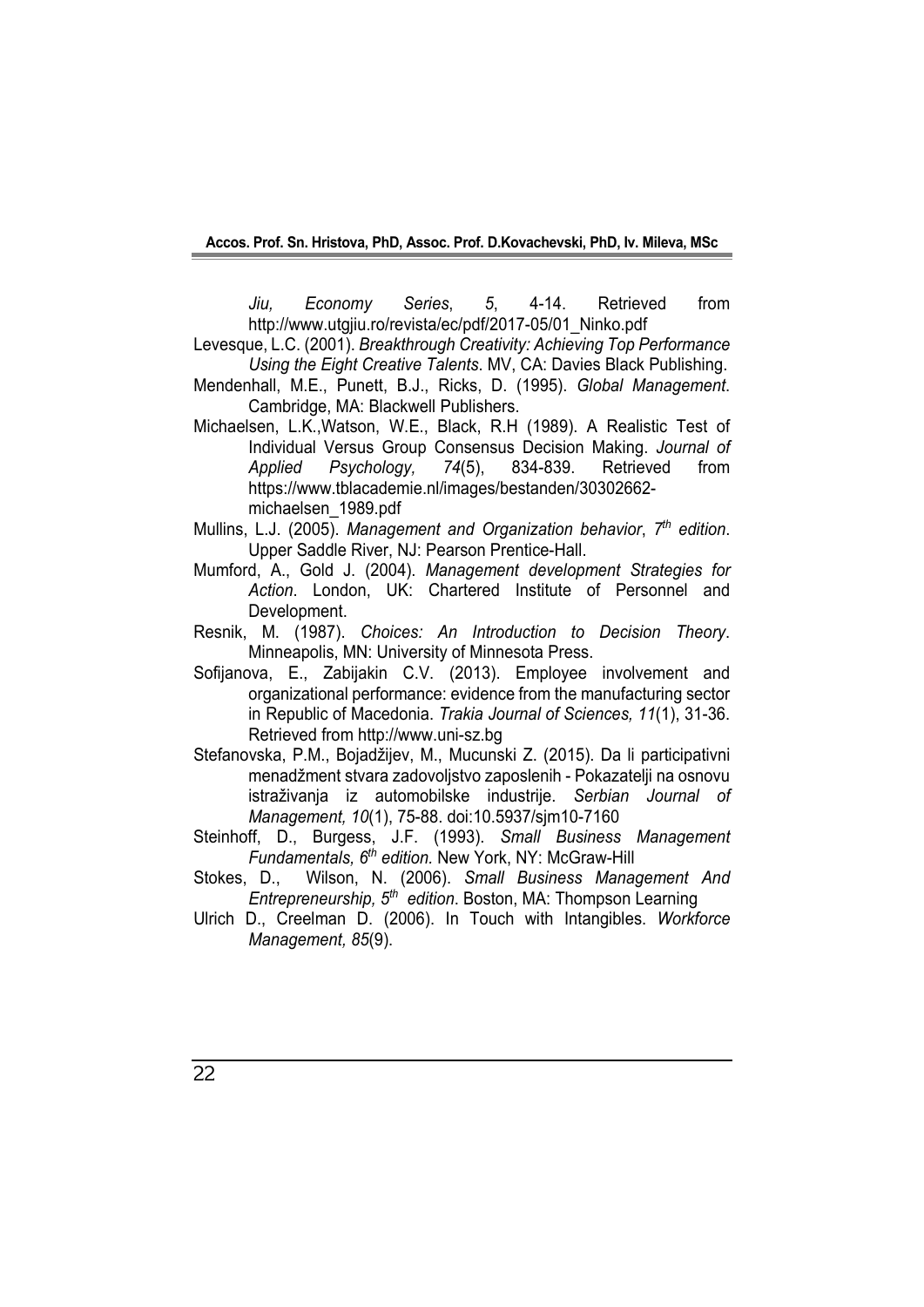*Jiu, Economy Series*, *5*, 4-14. Retrieved from http://www.utgjiu.ro/revista/ec/pdf/2017-05/01_Ninko.pdf

Levesque, L.C. (2001). *Breakthrough Creativity: Achieving Top Performance Using the Eight Creative Talents*. MV, CA: Davies Black Publishing.

Mendenhall, M.E., Punett, B.J., Ricks, D. (1995). *Global Management*. Cambridge, MA: Blackwell Publishers.

Michaelsen, L.K.,Watson, W.E., Black, R.H (1989). A Realistic Test of Individual Versus Group Consensus Decision Making. *Journal of Applied Psychology, 74*(5), 834-839. Retrieved from https://www.tblacademie.nl/images/bestanden/30302662-michaelsen_1989.pdf

Mullins, L.J. (2005). *Management and Organization behavior*, *7th edition*. Upper Saddle River, NJ: Pearson Prentice-Hall.

Mumford, A., Gold J. (2004). *Management development Strategies for Action*. London, UK: Chartered Institute of Personnel and Development.

Resnik, M. (1987). *Choices: An Introduction to Decision Theory*. Minneapolis, MN: University of Minnesota Press.

Sofijanova, E., Zabijakin C.V. (2013). Employee involvement and organizational performance: evidence from the manufacturing sector in Republic of Macedonia. *Trakia Journal of Sciences, 11*(1), 31-36. Retrieved from http://www.uni-sz.bg

Stefanovska, P.M., Bojadžijev, M., Mucunski Z. (2015). Da li participativni menadžment stvara zadovoljstvo zaposlenih - Pokazatelji na osnovu istraživanja iz automobilske industrije. *Serbian Journal of Management, 10*(1), 75-88. doi:10.5937/sjm10-7160

Steinhoff, D., Burgess, J.F. (1993). *Small Business Management Fundamentals, 6th edition.* New York, NY: McGraw-Hill

Stokes, D., Wilson, N. (2006). *Small Business Management And Entrepreneurship, 5th edition*. Boston, MA: Thompson Learning

Ulrich D., Creelman D. (2006). In Touch with Intangibles. *Workforce Management, 85*(9).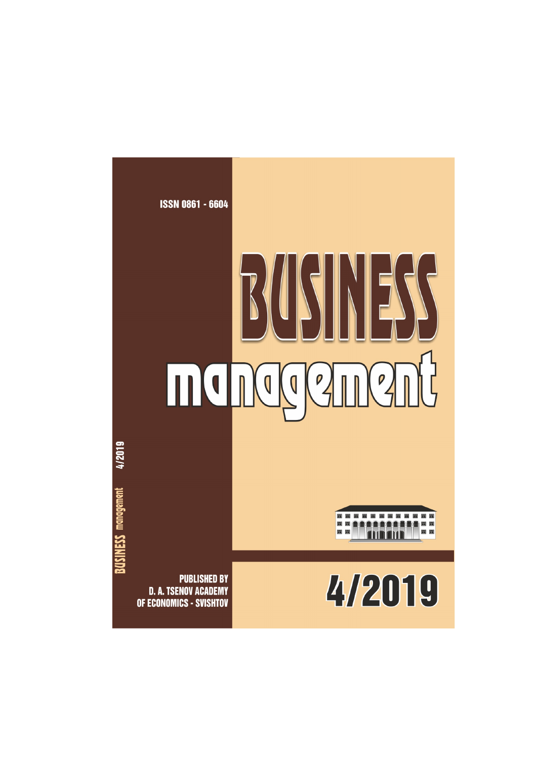ISSN 0861 - 6604

# BUSINESS

# management

BUSINESS management 4/2019

PUBLISHED BY
D. A. TSENOV ACADEMY
OF ECONOMICS - SVISHTOV

4/2019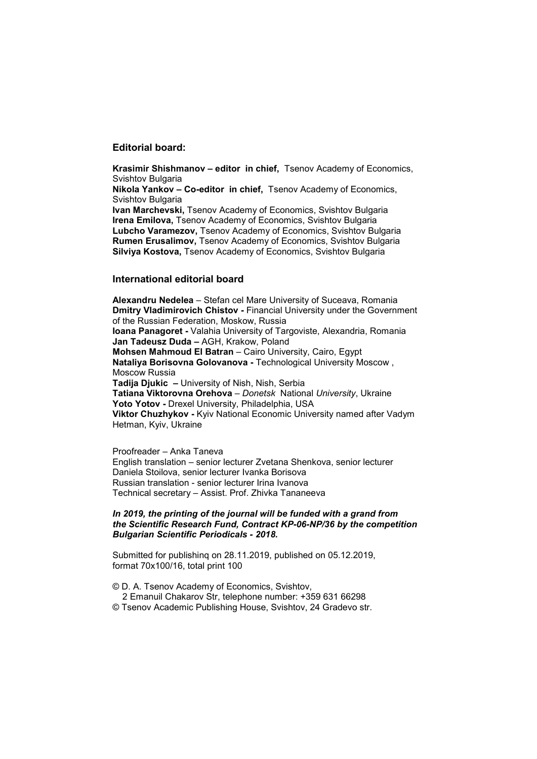## Editorial board:

**Krasimir Shishmanov – editor in chief,** Tsenov Academy of Economics, Svishtov Bulgaria
**Nikola Yankov – Co-editor in chief,** Tsenov Academy of Economics, Svishtov Bulgaria
**Ivan Marchevski,** Tsenov Academy of Economics, Svishtov Bulgaria
**Irena Emilova,** Tsenov Academy of Economics, Svishtov Bulgaria
**Lubcho Varamezov,** Tsenov Academy of Economics, Svishtov Bulgaria
**Rumen Erusalimov,** Tsenov Academy of Economics, Svishtov Bulgaria
**Silviya Kostova,** Tsenov Academy of Economics, Svishtov Bulgaria

## International editorial board

**Alexandru Nedelea** – Stefan cel Mare University of Suceava, Romania
**Dmitry Vladimirovich Chistov -** Financial University under the Government of the Russian Federation, Moskow, Russia
**Ioana Panagoret -** Valahia University of Targoviste, Alexandria, Romania
**Jan Tadeusz Duda –** AGH, Krakow, Poland
**Mohsen Mahmoud El Batran** – Cairo University, Cairo, Egypt
**Nataliya Borisovna Golovanova -** Technological University Moscow , Moscow Russia
**Tadija Djukic –** University of Nish, Nish, Serbia
**Tatiana Viktorovna Orehova** – *Donetsk* National *University*, Ukraine
**Yoto Yotov -** Drexel University, Philadelphia, USA
**Viktor Chuzhykov -** Kyiv National Economic University named after Vadym Hetman, Kyiv, Ukraine

Proofreader – Anka Taneva
English translation – senior lecturer Zvetana Shenkova, senior lecturer Daniela Stoilova, senior lecturer Ivanka Borisova
Russian translation - senior lecturer Irina Ivanova
Technical secretary – Assist. Prof. Zhivka Tananeeva

***In 2019, the printing of the journal will be funded with a grand from the Scientific Research Fund, Contract KP-06-NP/36 by the competition Bulgarian Scientific Periodicals - 2018.***

Submitted for publishinq on 28.11.2019, published on 05.12.2019, format 70x100/16, total print 100

© D. A. Tsenov Academy of Economics, Svishtov,
2 Emanuil Chakarov Str, telephone number: +359 631 66298
© Tsenov Academic Publishing House, Svishtov, 24 Gradevo str.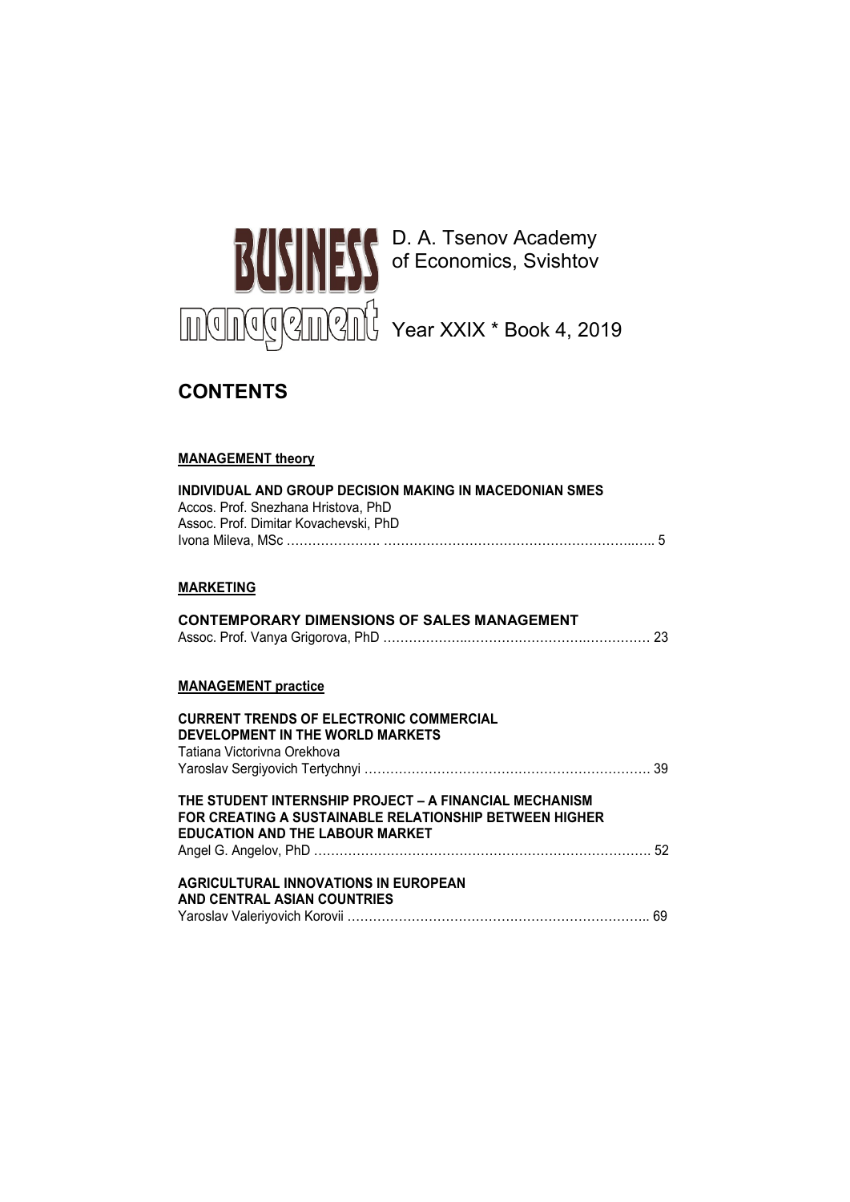BUSINESS management

D. A. Tsenov Academy of Economics, Svishtov

Year XXIX * Book 4, 2019

# CONTENTS

**MANAGEMENT theory**

**INDIVIDUAL AND GROUP DECISION MAKING IN MACEDONIAN SMES**
Accos. Prof. Snezhana Hristova, PhD
Assoc. Prof. Dimitar Kovachevski, PhD
Ivona Mileva, MSc …………………. ……………………………………………………..….. 5

**MARKETING**

**CONTEMPORARY DIMENSIONS OF SALES MANAGEMENT**
Assoc. Prof. Vanya Grigorova, PhD ………………..…………………….…………… 23

**MANAGEMENT practice**

**CURRENT TRENDS OF ELECTRONIC COMMERCIAL DEVELOPMENT IN THE WORLD MARKETS**
Tatiana Victorivna Orekhova
Yaroslav Sergiyovich Tertychnyi ………………………………………………………… 39

**THE STUDENT INTERNSHIP PROJECT – A FINANCIAL MECHANISM FOR CREATING A SUSTAINABLE RELATIONSHIP BETWEEN HIGHER EDUCATION AND THE LABOUR MARKET**
Angel G. Angelov, PhD …………………………………………………………………… 52

**AGRICULTURAL INNOVATIONS IN EUROPEAN AND CENTRAL ASIAN COUNTRIES**
Yaroslav Valeriyovich Korovii …………………………………………………………….. 69